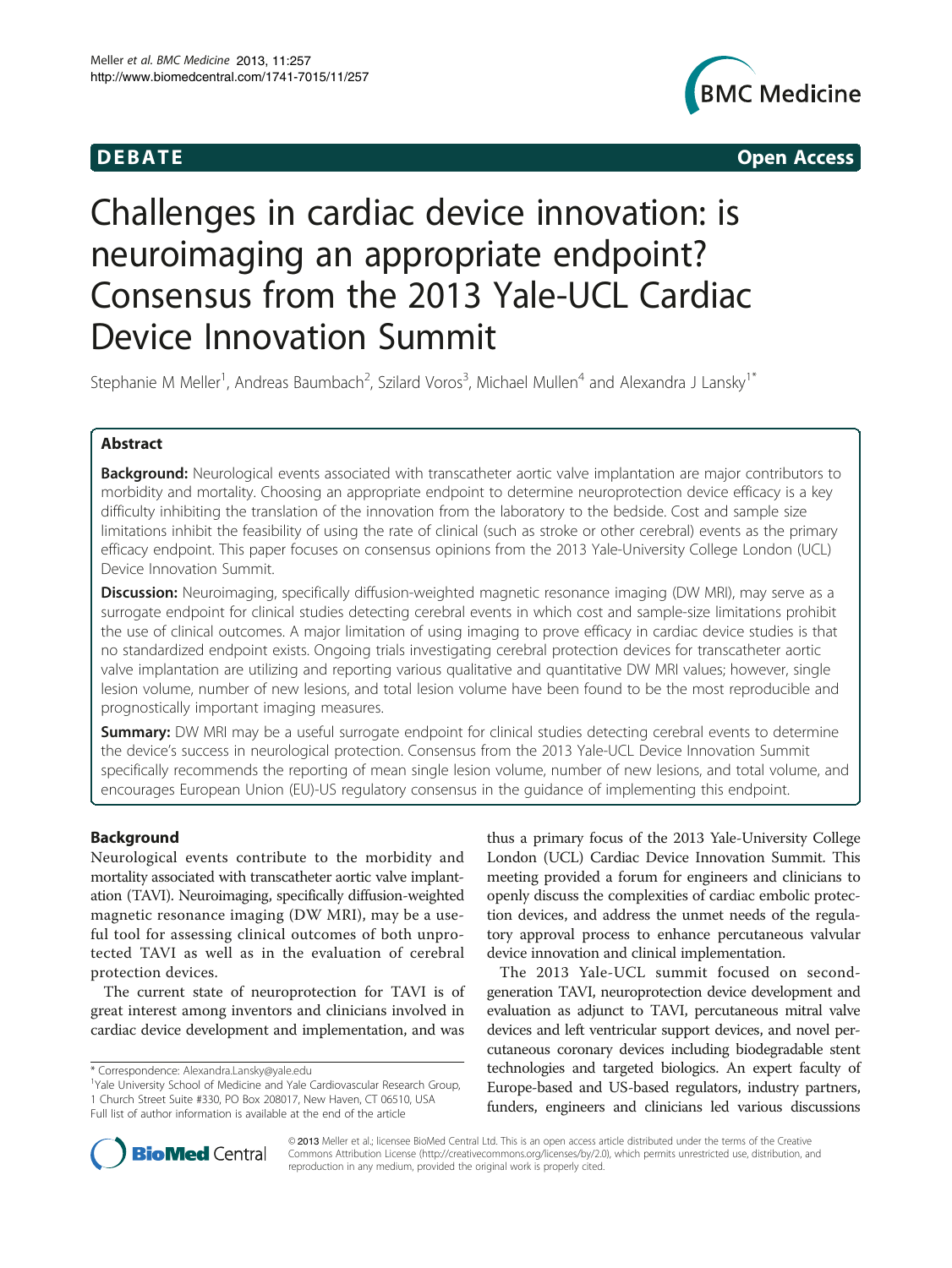**DEBATE** **Open Access**

# Challenges in cardiac device innovation: is neuroimaging an appropriate endpoint? Consensus from the 2013 Yale-UCL Cardiac Device Innovation Summit

Stephanie M Meller[1], Andreas Baumbach[2], Szilard Voros[3], Michael Mullen[4] and Alexandra J Lansky[1*]

## Abstract

**Background:** Neurological events associated with transcatheter aortic valve implantation are major contributors to morbidity and mortality. Choosing an appropriate endpoint to determine neuroprotection device efficacy is a key difficulty inhibiting the translation of the innovation from the laboratory to the bedside. Cost and sample size limitations inhibit the feasibility of using the rate of clinical (such as stroke or other cerebral) events as the primary efficacy endpoint. This paper focuses on consensus opinions from the 2013 Yale-University College London (UCL) Device Innovation Summit.

**Discussion:** Neuroimaging, specifically diffusion-weighted magnetic resonance imaging (DW MRI), may serve as a surrogate endpoint for clinical studies detecting cerebral events in which cost and sample-size limitations prohibit the use of clinical outcomes. A major limitation of using imaging to prove efficacy in cardiac device studies is that no standardized endpoint exists. Ongoing trials investigating cerebral protection devices for transcatheter aortic valve implantation are utilizing and reporting various qualitative and quantitative DW MRI values; however, single lesion volume, number of new lesions, and total lesion volume have been found to be the most reproducible and prognostically important imaging measures.

**Summary:** DW MRI may be a useful surrogate endpoint for clinical studies detecting cerebral events to determine the device's success in neurological protection. Consensus from the 2013 Yale-UCL Device Innovation Summit specifically recommends the reporting of mean single lesion volume, number of new lesions, and total volume, and encourages European Union (EU)-US regulatory consensus in the guidance of implementing this endpoint.

## Background

Neurological events contribute to the morbidity and mortality associated with transcatheter aortic valve implantation (TAVI). Neuroimaging, specifically diffusion-weighted magnetic resonance imaging (DW MRI), may be a useful tool for assessing clinical outcomes of both unprotected TAVI as well as in the evaluation of cerebral protection devices.

The current state of neuroprotection for TAVI is of great interest among inventors and clinicians involved in cardiac device development and implementation, and was thus a primary focus of the 2013 Yale-University College London (UCL) Cardiac Device Innovation Summit. This meeting provided a forum for engineers and clinicians to openly discuss the complexities of cardiac embolic protection devices, and address the unmet needs of the regulatory approval process to enhance percutaneous valvular device innovation and clinical implementation.

The 2013 Yale-UCL summit focused on second-generation TAVI, neuroprotection device development and evaluation as adjunct to TAVI, percutaneous mitral valve devices and left ventricular support devices, and novel percutaneous coronary devices including biodegradable stent technologies and targeted biologics. An expert faculty of Europe-based and US-based regulators, industry partners, funders, engineers and clinicians led various discussions

\* Correspondence: Alexandra.Lansky@yale.edu
[1]Yale University School of Medicine and Yale Cardiovascular Research Group, 1 Church Street Suite #330, PO Box 208017, New Haven, CT 06510, USA
Full list of author information is available at the end of the article

© 2013 Meller et al.; licensee BioMed Central Ltd. This is an open access article distributed under the terms of the Creative Commons Attribution License (http://creativecommons.org/licenses/by/2.0), which permits unrestricted use, distribution, and reproduction in any medium, provided the original work is properly cited.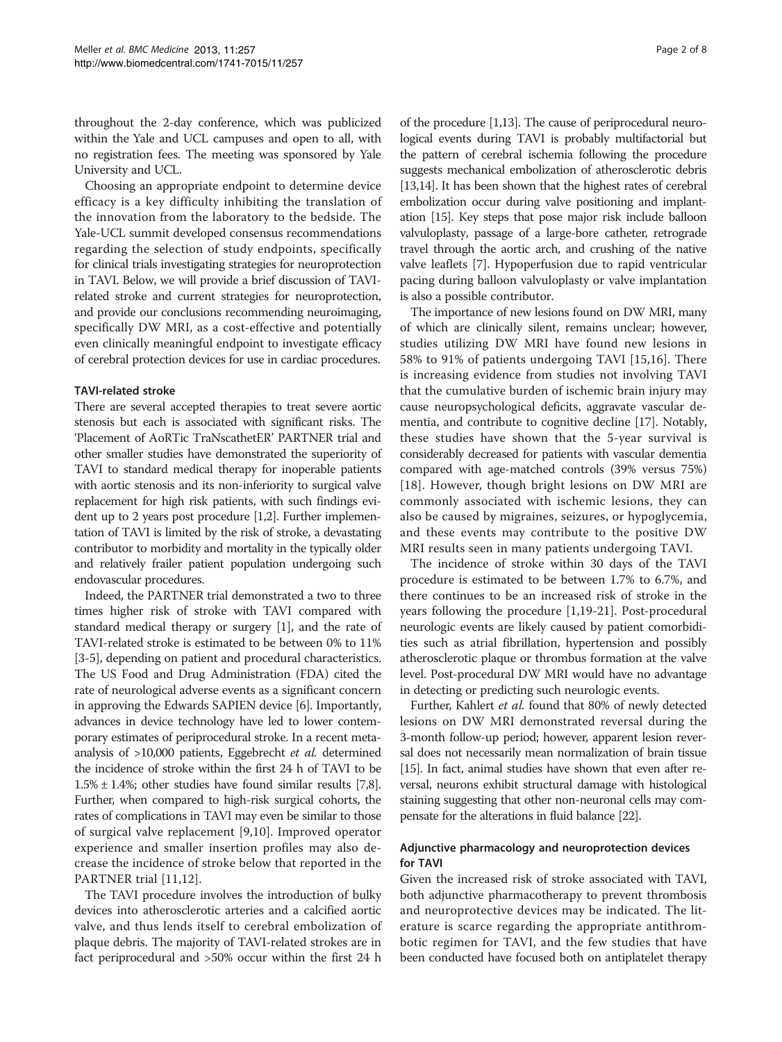throughout the 2-day conference, which was publicized within the Yale and UCL campuses and open to all, with no registration fees. The meeting was sponsored by Yale University and UCL.

Choosing an appropriate endpoint to determine device efficacy is a key difficulty inhibiting the translation of the innovation from the laboratory to the bedside. The Yale-UCL summit developed consensus recommendations regarding the selection of study endpoints, specifically for clinical trials investigating strategies for neuroprotection in TAVI. Below, we will provide a brief discussion of TAVI-related stroke and current strategies for neuroprotection, and provide our conclusions recommending neuroimaging, specifically DW MRI, as a cost-effective and potentially even clinically meaningful endpoint to investigate efficacy of cerebral protection devices for use in cardiac procedures.

### TAVI-related stroke

There are several accepted therapies to treat severe aortic stenosis but each is associated with significant risks. The 'Placement of AoRTic TraNscathetER' PARTNER trial and other smaller studies have demonstrated the superiority of TAVI to standard medical therapy for inoperable patients with aortic stenosis and its non-inferiority to surgical valve replacement for high risk patients, with such findings evident up to 2 years post procedure [1,2]. Further implementation of TAVI is limited by the risk of stroke, a devastating contributor to morbidity and mortality in the typically older and relatively frailer patient population undergoing such endovascular procedures.

Indeed, the PARTNER trial demonstrated a two to three times higher risk of stroke with TAVI compared with standard medical therapy or surgery [1], and the rate of TAVI-related stroke is estimated to be between 0% to 11% [3-5], depending on patient and procedural characteristics. The US Food and Drug Administration (FDA) cited the rate of neurological adverse events as a significant concern in approving the Edwards SAPIEN device [6]. Importantly, advances in device technology have led to lower contemporary estimates of periprocedural stroke. In a recent meta-analysis of >10,000 patients, Eggebrecht *et al.* determined the incidence of stroke within the first 24 h of TAVI to be 1.5% ± 1.4%; other studies have found similar results [7,8]. Further, when compared to high-risk surgical cohorts, the rates of complications in TAVI may even be similar to those of surgical valve replacement [9,10]. Improved operator experience and smaller insertion profiles may also decrease the incidence of stroke below that reported in the PARTNER trial [11,12].

The TAVI procedure involves the introduction of bulky devices into atherosclerotic arteries and a calcified aortic valve, and thus lends itself to cerebral embolization of plaque debris. The majority of TAVI-related strokes are in fact periprocedural and >50% occur within the first 24 h of the procedure [1,13]. The cause of periprocedural neurological events during TAVI is probably multifactorial but the pattern of cerebral ischemia following the procedure suggests mechanical embolization of atherosclerotic debris [13,14]. It has been shown that the highest rates of cerebral embolization occur during valve positioning and implantation [15]. Key steps that pose major risk include balloon valvuloplasty, passage of a large-bore catheter, retrograde travel through the aortic arch, and crushing of the native valve leaflets [7]. Hypoperfusion due to rapid ventricular pacing during balloon valvuloplasty or valve implantation is also a possible contributor.

The importance of new lesions found on DW MRI, many of which are clinically silent, remains unclear; however, studies utilizing DW MRI have found new lesions in 58% to 91% of patients undergoing TAVI [15,16]. There is increasing evidence from studies not involving TAVI that the cumulative burden of ischemic brain injury may cause neuropsychological deficits, aggravate vascular dementia, and contribute to cognitive decline [17]. Notably, these studies have shown that the 5-year survival is considerably decreased for patients with vascular dementia compared with age-matched controls (39% versus 75%) [18]. However, though bright lesions on DW MRI are commonly associated with ischemic lesions, they can also be caused by migraines, seizures, or hypoglycemia, and these events may contribute to the positive DW MRI results seen in many patients undergoing TAVI.

The incidence of stroke within 30 days of the TAVI procedure is estimated to be between 1.7% to 6.7%, and there continues to be an increased risk of stroke in the years following the procedure [1,19-21]. Post-procedural neurologic events are likely caused by patient comorbidities such as atrial fibrillation, hypertension and possibly atherosclerotic plaque or thrombus formation at the valve level. Post-procedural DW MRI would have no advantage in detecting or predicting such neurologic events.

Further, Kahlert *et al.* found that 80% of newly detected lesions on DW MRI demonstrated reversal during the 3-month follow-up period; however, apparent lesion reversal does not necessarily mean normalization of brain tissue [15]. In fact, animal studies have shown that even after reversal, neurons exhibit structural damage with histological staining suggesting that other non-neuronal cells may compensate for the alterations in fluid balance [22].

### Adjunctive pharmacology and neuroprotection devices for TAVI

Given the increased risk of stroke associated with TAVI, both adjunctive pharmacotherapy to prevent thrombosis and neuroprotective devices may be indicated. The literature is scarce regarding the appropriate antithrombotic regimen for TAVI, and the few studies that have been conducted have focused both on antiplatelet therapy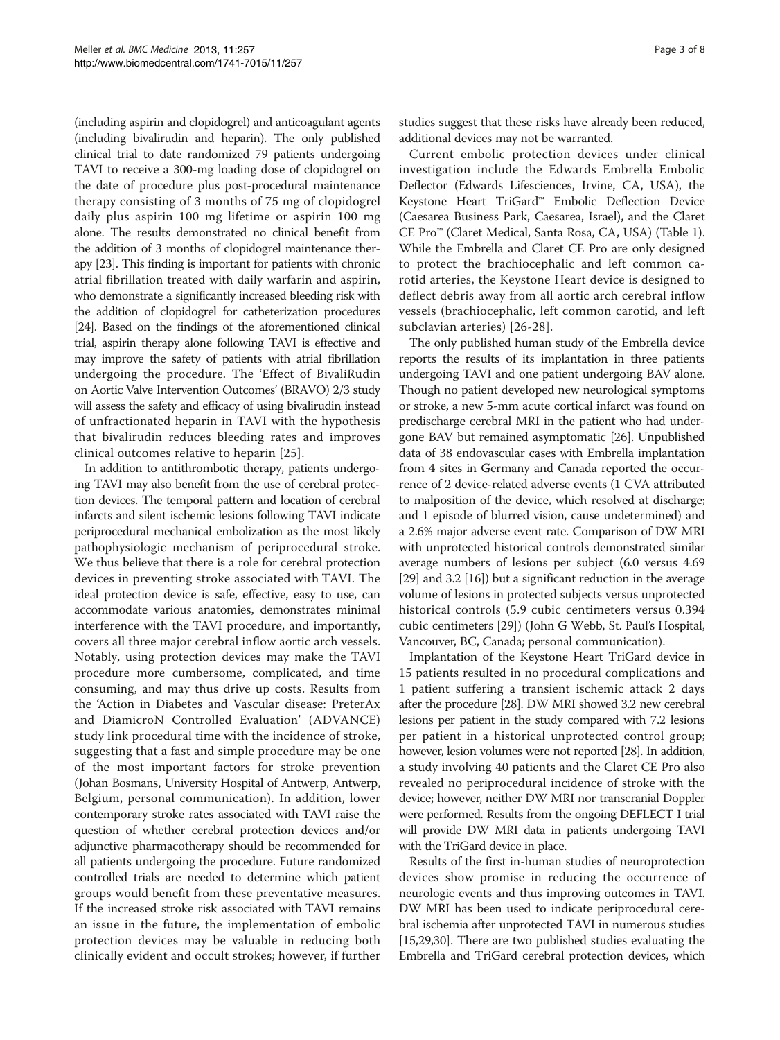(including aspirin and clopidogrel) and anticoagulant agents (including bivalirudin and heparin). The only published clinical trial to date randomized 79 patients undergoing TAVI to receive a 300-mg loading dose of clopidogrel on the date of procedure plus post-procedural maintenance therapy consisting of 3 months of 75 mg of clopidogrel daily plus aspirin 100 mg lifetime or aspirin 100 mg alone. The results demonstrated no clinical benefit from the addition of 3 months of clopidogrel maintenance therapy [23]. This finding is important for patients with chronic atrial fibrillation treated with daily warfarin and aspirin, who demonstrate a significantly increased bleeding risk with the addition of clopidogrel for catheterization procedures [24]. Based on the findings of the aforementioned clinical trial, aspirin therapy alone following TAVI is effective and may improve the safety of patients with atrial fibrillation undergoing the procedure. The 'Effect of BivaliRudin on Aortic Valve Intervention Outcomes' (BRAVO) 2/3 study will assess the safety and efficacy of using bivalirudin instead of unfractionated heparin in TAVI with the hypothesis that bivalirudin reduces bleeding rates and improves clinical outcomes relative to heparin [25].

In addition to antithrombotic therapy, patients undergoing TAVI may also benefit from the use of cerebral protection devices. The temporal pattern and location of cerebral infarcts and silent ischemic lesions following TAVI indicate periprocedural mechanical embolization as the most likely pathophysiologic mechanism of periprocedural stroke. We thus believe that there is a role for cerebral protection devices in preventing stroke associated with TAVI. The ideal protection device is safe, effective, easy to use, can accommodate various anatomies, demonstrates minimal interference with the TAVI procedure, and importantly, covers all three major cerebral inflow aortic arch vessels. Notably, using protection devices may make the TAVI procedure more cumbersome, complicated, and time consuming, and may thus drive up costs. Results from the 'Action in Diabetes and Vascular disease: PreterAx and DiamicroN Controlled Evaluation' (ADVANCE) study link procedural time with the incidence of stroke, suggesting that a fast and simple procedure may be one of the most important factors for stroke prevention (Johan Bosmans, University Hospital of Antwerp, Antwerp, Belgium, personal communication). In addition, lower contemporary stroke rates associated with TAVI raise the question of whether cerebral protection devices and/or adjunctive pharmacotherapy should be recommended for all patients undergoing the procedure. Future randomized controlled trials are needed to determine which patient groups would benefit from these preventative measures. If the increased stroke risk associated with TAVI remains an issue in the future, the implementation of embolic protection devices may be valuable in reducing both clinically evident and occult strokes; however, if further studies suggest that these risks have already been reduced, additional devices may not be warranted.

Current embolic protection devices under clinical investigation include the Edwards Embrella Embolic Deflector (Edwards Lifesciences, Irvine, CA, USA), the Keystone Heart TriGard™ Embolic Deflection Device (Caesarea Business Park, Caesarea, Israel), and the Claret CE Pro™ (Claret Medical, Santa Rosa, CA, USA) (Table 1). While the Embrella and Claret CE Pro are only designed to protect the brachiocephalic and left common carotid arteries, the Keystone Heart device is designed to deflect debris away from all aortic arch cerebral inflow vessels (brachiocephalic, left common carotid, and left subclavian arteries) [26-28].

The only published human study of the Embrella device reports the results of its implantation in three patients undergoing TAVI and one patient undergoing BAV alone. Though no patient developed new neurological symptoms or stroke, a new 5-mm acute cortical infarct was found on predischarge cerebral MRI in the patient who had undergone BAV but remained asymptomatic [26]. Unpublished data of 38 endovascular cases with Embrella implantation from 4 sites in Germany and Canada reported the occurrence of 2 device-related adverse events (1 CVA attributed to malposition of the device, which resolved at discharge; and 1 episode of blurred vision, cause undetermined) and a 2.6% major adverse event rate. Comparison of DW MRI with unprotected historical controls demonstrated similar average numbers of lesions per subject (6.0 versus 4.69 [29] and 3.2 [16]) but a significant reduction in the average volume of lesions in protected subjects versus unprotected historical controls (5.9 cubic centimeters versus 0.394 cubic centimeters [29]) (John G Webb, St. Paul's Hospital, Vancouver, BC, Canada; personal communication).

Implantation of the Keystone Heart TriGard device in 15 patients resulted in no procedural complications and 1 patient suffering a transient ischemic attack 2 days after the procedure [28]. DW MRI showed 3.2 new cerebral lesions per patient in the study compared with 7.2 lesions per patient in a historical unprotected control group; however, lesion volumes were not reported [28]. In addition, a study involving 40 patients and the Claret CE Pro also revealed no periprocedural incidence of stroke with the device; however, neither DW MRI nor transcranial Doppler were performed. Results from the ongoing DEFLECT I trial will provide DW MRI data in patients undergoing TAVI with the TriGard device in place.

Results of the first in-human studies of neuroprotection devices show promise in reducing the occurrence of neurologic events and thus improving outcomes in TAVI. DW MRI has been used to indicate periprocedural cerebral ischemia after unprotected TAVI in numerous studies [15,29,30]. There are two published studies evaluating the Embrella and TriGard cerebral protection devices, which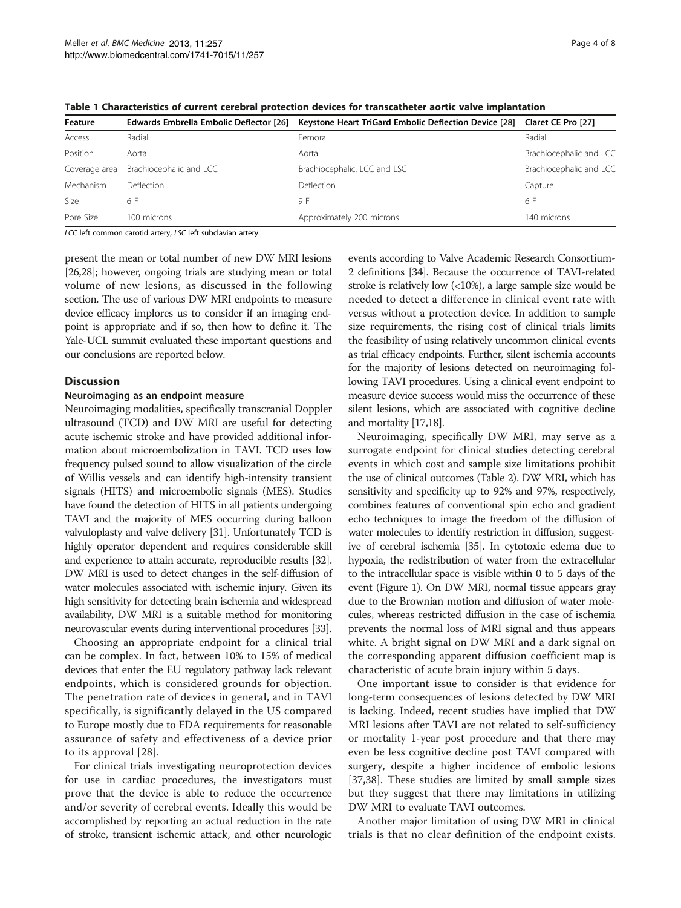**Table 1 Characteristics of current cerebral protection devices for transcatheter aortic valve implantation**

| Feature | Edwards Embrella Embolic Deflector [26] | Keystone Heart TriGard Embolic Deflection Device [28] | Claret CE Pro [27] |
|---|---|---|---|
| Access | Radial | Femoral | Radial |
| Position | Aorta | Aorta | Brachiocephalic and LCC |
| Coverage area | Brachiocephalic and LCC | Brachiocephalic, LCC and LSC | Brachiocephalic and LCC |
| Mechanism | Deflection | Deflection | Capture |
| Size | 6 F | 9 F | 6 F |
| Pore Size | 100 microns | Approximately 200 microns | 140 microns |

*LCC* left common carotid artery, *LSC* left subclavian artery.

present the mean or total number of new DW MRI lesions [26,28]; however, ongoing trials are studying mean or total volume of new lesions, as discussed in the following section. The use of various DW MRI endpoints to measure device efficacy implores us to consider if an imaging endpoint is appropriate and if so, then how to define it. The Yale-UCL summit evaluated these important questions and our conclusions are reported below.

## Discussion

### Neuroimaging as an endpoint measure

Neuroimaging modalities, specifically transcranial Doppler ultrasound (TCD) and DW MRI are useful for detecting acute ischemic stroke and have provided additional information about microembolization in TAVI. TCD uses low frequency pulsed sound to allow visualization of the circle of Willis vessels and can identify high-intensity transient signals (HITS) and microembolic signals (MES). Studies have found the detection of HITS in all patients undergoing TAVI and the majority of MES occurring during balloon valvuloplasty and valve delivery [31]. Unfortunately TCD is highly operator dependent and requires considerable skill and experience to attain accurate, reproducible results [32]. DW MRI is used to detect changes in the self-diffusion of water molecules associated with ischemic injury. Given its high sensitivity for detecting brain ischemia and widespread availability, DW MRI is a suitable method for monitoring neurovascular events during interventional procedures [33].

Choosing an appropriate endpoint for a clinical trial can be complex. In fact, between 10% to 15% of medical devices that enter the EU regulatory pathway lack relevant endpoints, which is considered grounds for objection. The penetration rate of devices in general, and in TAVI specifically, is significantly delayed in the US compared to Europe mostly due to FDA requirements for reasonable assurance of safety and effectiveness of a device prior to its approval [28].

For clinical trials investigating neuroprotection devices for use in cardiac procedures, the investigators must prove that the device is able to reduce the occurrence and/or severity of cerebral events. Ideally this would be accomplished by reporting an actual reduction in the rate of stroke, transient ischemic attack, and other neurologic events according to Valve Academic Research Consortium-2 definitions [34]. Because the occurrence of TAVI-related stroke is relatively low (<10%), a large sample size would be needed to detect a difference in clinical event rate with versus without a protection device. In addition to sample size requirements, the rising cost of clinical trials limits the feasibility of using relatively uncommon clinical events as trial efficacy endpoints. Further, silent ischemia accounts for the majority of lesions detected on neuroimaging following TAVI procedures. Using a clinical event endpoint to measure device success would miss the occurrence of these silent lesions, which are associated with cognitive decline and mortality [17,18].

Neuroimaging, specifically DW MRI, may serve as a surrogate endpoint for clinical studies detecting cerebral events in which cost and sample size limitations prohibit the use of clinical outcomes (Table 2). DW MRI, which has sensitivity and specificity up to 92% and 97%, respectively, combines features of conventional spin echo and gradient echo techniques to image the freedom of the diffusion of water molecules to identify restriction in diffusion, suggestive of cerebral ischemia [35]. In cytotoxic edema due to hypoxia, the redistribution of water from the extracellular to the intracellular space is visible within 0 to 5 days of the event (Figure 1). On DW MRI, normal tissue appears gray due to the Brownian motion and diffusion of water molecules, whereas restricted diffusion in the case of ischemia prevents the normal loss of MRI signal and thus appears white. A bright signal on DW MRI and a dark signal on the corresponding apparent diffusion coefficient map is characteristic of acute brain injury within 5 days.

One important issue to consider is that evidence for long-term consequences of lesions detected by DW MRI is lacking. Indeed, recent studies have implied that DW MRI lesions after TAVI are not related to self-sufficiency or mortality 1-year post procedure and that there may even be less cognitive decline post TAVI compared with surgery, despite a higher incidence of embolic lesions [37,38]. These studies are limited by small sample sizes but they suggest that there may limitations in utilizing DW MRI to evaluate TAVI outcomes.

Another major limitation of using DW MRI in clinical trials is that no clear definition of the endpoint exists.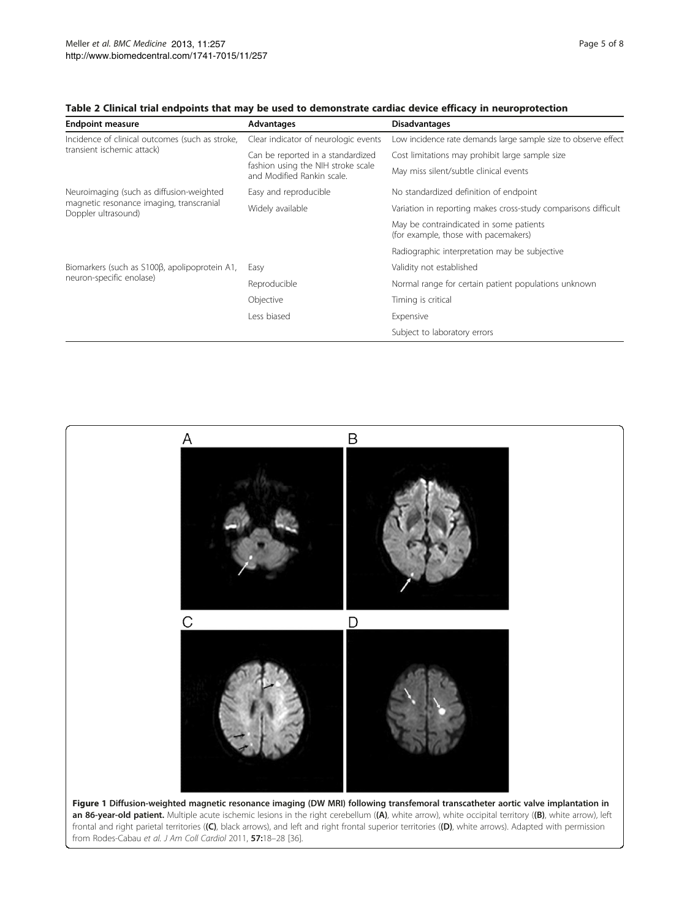**Table 2 Clinical trial endpoints that may be used to demonstrate cardiac device efficacy in neuroprotection**

| Endpoint measure | Advantages | Disadvantages |
| --- | --- | --- |
| Incidence of clinical outcomes (such as stroke, transient ischemic attack) | Clear indicator of neurologic events | Low incidence rate demands large sample size to observe effect |
| | Can be reported in a standardized fashion using the NIH stroke scale and Modified Rankin scale. | Cost limitations may prohibit large sample size |
| | | May miss silent/subtle clinical events |
| Neuroimaging (such as diffusion-weighted magnetic resonance imaging, transcranial Doppler ultrasound) | Easy and reproducible | No standardized definition of endpoint |
| | Widely available | Variation in reporting makes cross-study comparisons difficult |
| | | May be contraindicated in some patients (for example, those with pacemakers) |
| | | Radiographic interpretation may be subjective |
| Biomarkers (such as S100β, apolipoprotein A1, neuron-specific enolase) | Easy | Validity not established |
| | Reproducible | Normal range for certain patient populations unknown |
| | Objective | Timing is critical |
| | Less biased | Expensive |
| | | Subject to laboratory errors |

**Figure 1 Diffusion-weighted magnetic resonance imaging (DW MRI) following transfemoral transcatheter aortic valve implantation in an 86-year-old patient.** Multiple acute ischemic lesions in the right cerebellum (**(A)**, white arrow), white occipital territory (**(B)**, white arrow), left frontal and right parietal territories (**(C)**, black arrows), and left and right frontal superior territories (**(D)**, white arrows). Adapted with permission from Rodes-Cabau *et al. J Am Coll Cardiol* 2011, **57:**18–28 [36].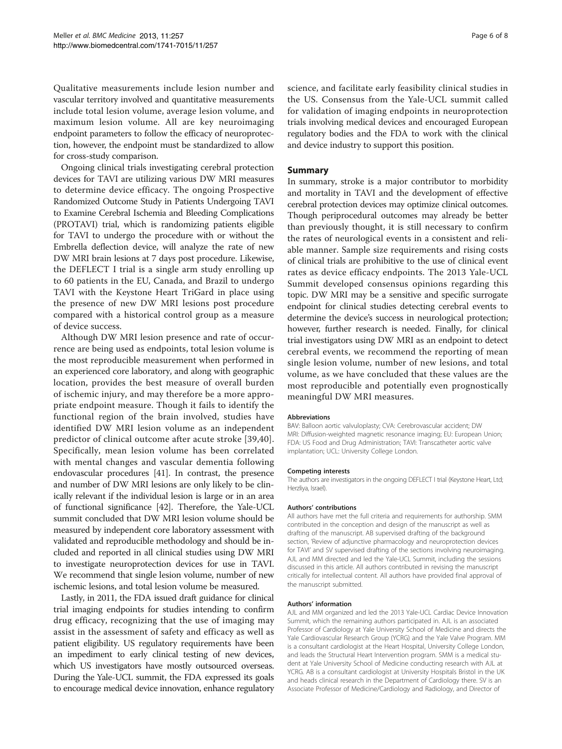Qualitative measurements include lesion number and vascular territory involved and quantitative measurements include total lesion volume, average lesion volume, and maximum lesion volume. All are key neuroimaging endpoint parameters to follow the efficacy of neuroprotection, however, the endpoint must be standardized to allow for cross-study comparison.

Ongoing clinical trials investigating cerebral protection devices for TAVI are utilizing various DW MRI measures to determine device efficacy. The ongoing Prospective Randomized Outcome Study in Patients Undergoing TAVI to Examine Cerebral Ischemia and Bleeding Complications (PROTAVI) trial, which is randomizing patients eligible for TAVI to undergo the procedure with or without the Embrella deflection device, will analyze the rate of new DW MRI brain lesions at 7 days post procedure. Likewise, the DEFLECT I trial is a single arm study enrolling up to 60 patients in the EU, Canada, and Brazil to undergo TAVI with the Keystone Heart TriGard in place using the presence of new DW MRI lesions post procedure compared with a historical control group as a measure of device success.

Although DW MRI lesion presence and rate of occurrence are being used as endpoints, total lesion volume is the most reproducible measurement when performed in an experienced core laboratory, and along with geographic location, provides the best measure of overall burden of ischemic injury, and may therefore be a more appropriate endpoint measure. Though it fails to identify the functional region of the brain involved, studies have identified DW MRI lesion volume as an independent predictor of clinical outcome after acute stroke [39,40]. Specifically, mean lesion volume has been correlated with mental changes and vascular dementia following endovascular procedures [41]. In contrast, the presence and number of DW MRI lesions are only likely to be clinically relevant if the individual lesion is large or in an area of functional significance [42]. Therefore, the Yale-UCL summit concluded that DW MRI lesion volume should be measured by independent core laboratory assessment with validated and reproducible methodology and should be included and reported in all clinical studies using DW MRI to investigate neuroprotection devices for use in TAVI. We recommend that single lesion volume, number of new ischemic lesions, and total lesion volume be measured.

Lastly, in 2011, the FDA issued draft guidance for clinical trial imaging endpoints for studies intending to confirm drug efficacy, recognizing that the use of imaging may assist in the assessment of safety and efficacy as well as patient eligibility. US regulatory requirements have been an impediment to early clinical testing of new devices, which US investigators have mostly outsourced overseas. During the Yale-UCL summit, the FDA expressed its goals to encourage medical device innovation, enhance regulatory science, and facilitate early feasibility clinical studies in the US. Consensus from the Yale-UCL summit called for validation of imaging endpoints in neuroprotection trials involving medical devices and encouraged European regulatory bodies and the FDA to work with the clinical and device industry to support this position.

## Summary

In summary, stroke is a major contributor to morbidity and mortality in TAVI and the development of effective cerebral protection devices may optimize clinical outcomes. Though periprocedural outcomes may already be better than previously thought, it is still necessary to confirm the rates of neurological events in a consistent and reliable manner. Sample size requirements and rising costs of clinical trials are prohibitive to the use of clinical event rates as device efficacy endpoints. The 2013 Yale-UCL Summit developed consensus opinions regarding this topic. DW MRI may be a sensitive and specific surrogate endpoint for clinical studies detecting cerebral events to determine the device's success in neurological protection; however, further research is needed. Finally, for clinical trial investigators using DW MRI as an endpoint to detect cerebral events, we recommend the reporting of mean single lesion volume, number of new lesions, and total volume, as we have concluded that these values are the most reproducible and potentially even prognostically meaningful DW MRI measures.

#### Abbreviations

BAV: Balloon aortic valvuloplasty; CVA: Cerebrovascular accident; DW MRI: Diffusion-weighted magnetic resonance imaging; EU: European Union; FDA: US Food and Drug Administration; TAVI: Transcatheter aortic valve implantation; UCL: University College London.

#### Competing interests

The authors are investigators in the ongoing DEFLECT I trial (Keystone Heart, Ltd; Herzliya, Israel).

#### Authors' contributions

All authors have met the full criteria and requirements for authorship. SMM contributed in the conception and design of the manuscript as well as drafting of the manuscript. AB supervised drafting of the background section, 'Review of adjunctive pharmacology and neuroprotection devices for TAVI' and SV supervised drafting of the sections involving neuroimaging. AJL and MM directed and led the Yale-UCL Summit, including the sessions discussed in this article. All authors contributed in revising the manuscript critically for intellectual content. All authors have provided final approval of the manuscript submitted.

#### Authors' information

AJL and MM organized and led the 2013 Yale-UCL Cardiac Device Innovation Summit, which the remaining authors participated in. AJL is an associated Professor of Cardiology at Yale University School of Medicine and directs the Yale Cardiovascular Research Group (YCRG) and the Yale Valve Program. MM is a consultant cardiologist at the Heart Hospital, University College London, and leads the Structural Heart Intervention program. SMM is a medical student at Yale University School of Medicine conducting research with AJL at YCRG. AB is a consultant cardiologist at University Hospitals Bristol in the UK and heads clinical research in the Department of Cardiology there. SV is an Associate Professor of Medicine/Cardiology and Radiology, and Director of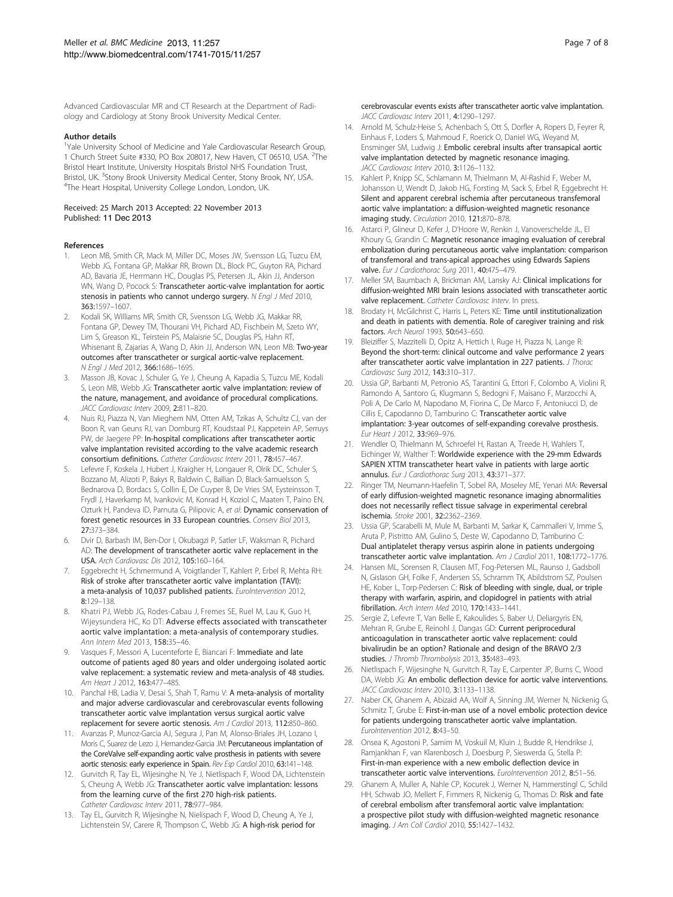Advanced Cardiovascular MR and CT Research at the Department of Radiology and Cardiology at Stony Brook University Medical Center.

#### Author details

[1]Yale University School of Medicine and Yale Cardiovascular Research Group, 1 Church Street Suite #330, PO Box 208017, New Haven, CT 06510, USA. [2]The Bristol Heart Institute, University Hospitals Bristol NHS Foundation Trust, Bristol, UK. [3]Stony Brook University Medical Center, Stony Brook, NY, USA. [4]The Heart Hospital, University College London, London, UK.

Received: 25 March 2013 Accepted: 22 November 2013
Published: 11 Dec 2013

#### References

1. Leon MB, Smith CR, Mack M, Miller DC, Moses JW, Svensson LG, Tuzcu EM, Webb JG, Fontana GP, Makkar RR, Brown DL, Block PC, Guyton RA, Pichard AD, Bavaria JE, Herrmann HC, Douglas PS, Petersen JL, Akin JJ, Anderson WN, Wang D, Pocock S: **Transcatheter aortic-valve implantation for aortic stenosis in patients who cannot undergo surgery.** *N Engl J Med* 2010, **363:**1597–1607.
2. Kodali SK, Williams MR, Smith CR, Svensson LG, Webb JG, Makkar RR, Fontana GP, Dewey TM, Thourani VH, Pichard AD, Fischbein M, Szeto WY, Lim S, Greason KL, Teirstein PS, Malaisrie SC, Douglas PS, Hahn RT, Whisenant B, Zajarias A, Wang D, Akin JJ, Anderson WN, Leon MB: **Two-year outcomes after transcatheter or surgical aortic-valve replacement.** *N Engl J Med* 2012, **366:**1686–1695.
3. Masson JB, Kovac J, Schuler G, Ye J, Cheung A, Kapadia S, Tuzcu ME, Kodali S, Leon MB, Webb JG: **Transcatheter aortic valve implantation: review of the nature, management, and avoidance of procedural complications.** *JACC Cardiovasc Interv* 2009, **2:**811–820.
4. Nuis RJ, Piazza N, Van Mieghem NM, Otten AM, Tzikas A, Schultz CJ, van der Boon R, van Geuns RJ, van Domburg RT, Koudstaal PJ, Kappetein AP, Serruys PW, de Jaegere PP: **In-hospital complications after transcatheter aortic valve implantation revisited according to the valve academic research consortium definitions.** *Catheter Cardiovasc Interv* 2011, **78:**457–467.
5. Lefevre F, Koskela J, Hubert J, Kraigher H, Longauer R, Olrik DC, Schuler S, Bozzano M, Alizoti P, Bakys R, Baldwin C, Ballian D, Black-Samuelsson S, Bednarova D, Bordacs S, Collin E, De Cuyper B, De Vries SM, Eysteinsson T, Frydl J, Haverkamp M, Ivankovic M, Konrad H, Koziol C, Maaten T, Paino EN, Ozturk H, Pandeva ID, Parnuta G, Pilipovic A, *et al*: **Dynamic conservation of forest genetic resources in 33 European countries.** *Conserv Biol* 2013, **27:**373–384.
6. Dvir D, Barbash IM, Ben-Dor I, Okubagzi P, Satler LF, Waksman R, Pichard AD: **The development of transcatheter aortic valve replacement in the USA.** *Arch Cardiovasc Dis* 2012, **105:**160–164.
7. Eggebrecht H, Schmermund A, Voigtlander T, Kahlert P, Erbel R, Mehta RH: **Risk of stroke after transcatheter aortic valve implantation (TAVI): a meta-analysis of 10,037 published patients.** *EuroIntervention* 2012, **8:**129–138.
8. Khatri PJ, Webb JG, Rodes-Cabau J, Fremes SE, Ruel M, Lau K, Guo H, Wijeysundera HC, Ko DT: **Adverse effects associated with transcatheter aortic valve implantation: a meta-analysis of contemporary studies.** *Ann Intern Med* 2013, **158:**35–46.
9. Vasques F, Messori A, Lucenteforte E, Biancari F: **Immediate and late outcome of patients aged 80 years and older undergoing isolated aortic valve replacement: a systematic review and meta-analysis of 48 studies.** *Am Heart J* 2012, **163:**477–485.
10. Panchal HB, Ladia V, Desai S, Shah T, Ramu V: **A meta-analysis of mortality and major adverse cardiovascular and cerebrovascular events following transcatheter aortic valve implantation versus surgical aortic valve replacement for severe aortic stenosis.** *Am J Cardiol* 2013, **112:**850–860.
11. Avanzas P, Munoz-Garcia AJ, Segura J, Pan M, Alonso-Briales JH, Lozano I, Moris C, Suarez de Lezo J, Hernandez-Garcia JM: **Percutaneous implantation of the CoreValve self-expanding aortic valve prosthesis in patients with severe aortic stenosis: early experience in Spain.** *Rev Esp Cardiol* 2010, **63:**141–148.
12. Gurvitch R, Tay EL, Wijesinghe N, Ye J, Nietlispach F, Wood DA, Lichtenstein S, Cheung A, Webb JG: **Transcatheter aortic valve implantation: lessons from the learning curve of the first 270 high-risk patients.** *Catheter Cardiovasc Interv* 2011, **78:**977–984.
13. Tay EL, Gurvitch R, Wijesinghe N, Nielispach F, Wood D, Cheung A, Ye J, Lichtenstein SV, Carere R, Thompson C, Webb JG: **A high-risk period for cerebrovascular events exists after transcatheter aortic valve implantation.** *JACC Cardiovasc Interv* 2011, **4:**1290–1297.
14. Arnold M, Schulz-Heise S, Achenbach S, Ott S, Dorfler A, Ropers D, Feyrer R, Einhaus F, Loders S, Mahmoud F, Roerick O, Daniel WG, Weyand M, Ensminger SM, Ludwig J: **Embolic cerebral insults after transapical aortic valve implantation detected by magnetic resonance imaging.** *JACC Cardiovasc Interv* 2010, **3:**1126–1132.
15. Kahlert P, Knipp SC, Schlamann M, Thielmann M, Al-Rashid F, Weber M, Johansson U, Wendt D, Jakob HG, Forsting M, Sack S, Erbel R, Eggebrecht H: **Silent and apparent cerebral ischemia after percutaneous transfemoral aortic valve implantation: a diffusion-weighted magnetic resonance imaging study.** *Circulation* 2010, **121:**870–878.
16. Astarci P, Glineur D, Kefer J, D'Hoore W, Renkin J, Vanoverschelde JL, El Khoury G, Grandin C: **Magnetic resonance imaging evaluation of cerebral embolization during percutaneous aortic valve implantation: comparison of transfemoral and trans-apical approaches using Edwards Sapiens valve.** *Eur J Cardiothorac Surg* 2011, **40:**475–479.
17. Meller SM, Baumbach A, Brickman AM, Lansky AJ: **Clinical implications for diffusion-weighted MRI brain lesions associated with transcatheter aortic valve replacement.** *Catheter Cardiovasc Interv*. In press.
18. Brodaty H, McGilchrist C, Harris L, Peters KE: **Time until institutionalization and death in patients with dementia. Role of caregiver training and risk factors.** *Arch Neurol* 1993, **50:**643–650.
19. Bleiziffer S, Mazzitelli D, Opitz A, Hettich I, Ruge H, Piazza N, Lange R: **Beyond the short-term: clinical outcome and valve performance 2 years after transcatheter aortic valve implantation in 227 patients.** *J Thorac Cardiovasc Surg* 2012, **143:**310–317.
20. Ussia GP, Barbanti M, Petronio AS, Tarantini G, Ettori F, Colombo A, Violini R, Ramondo A, Santoro G, Klugmann S, Bedogni F, Maisano F, Marzocchi A, Poli A, De Carlo M, Napodano M, Fiorina C, De Marco F, Antoniucci D, de Cillis E, Capodanno D, Tamburino C: **Transcatheter aortic valve implantation: 3-year outcomes of self-expanding corevalve prosthesis.** *Eur Heart J* 2012, **33:**969–976.
21. Wendler O, Thielmann M, Schroefel H, Rastan A, Treede H, Wahlers T, Eichinger W, Walther T: **Worldwide experience with the 29-mm Edwards SAPIEN XTTM transcatheter heart valve in patients with large aortic annulus.** *Eur J Cardiothorac Surg* 2013, **43:**371–377.
22. Ringer TM, Neumann-Haefelin T, Sobel RA, Moseley ME, Yenari MA: **Reversal of early diffusion-weighted magnetic resonance imaging abnormalities does not necessarily reflect tissue salvage in experimental cerebral ischemia.** *Stroke* 2001, **32:**2362–2369.
23. Ussia GP, Scarabelli M, Mule M, Barbanti M, Sarkar K, Cammalleri V, Imme S, Aruta P, Pistritto AM, Gulino S, Deste W, Capodanno D, Tamburino C: **Dual antiplatelet therapy versus aspirin alone in patients undergoing transcatheter aortic valve implantation.** *Am J Cardiol* 2011, **108:**1772–1776.
24. Hansen ML, Sorensen R, Clausen MT, Fog-Petersen ML, Raunso J, Gadsboll N, Gislason GH, Folke F, Andersen SS, Schramm TK, Abildstrom SZ, Poulsen HE, Kober L, Torp-Pedersen C: **Risk of bleeding with single, dual, or triple therapy with warfarin, aspirin, and clopidogrel in patients with atrial fibrillation.** *Arch Intern Med* 2010, **170:**1433–1441.
25. Sergie Z, Lefevre T, Van Belle E, Kakoulides S, Baber U, Deliargyris EN, Mehran R, Grube E, Reinohl J, Dangas GD: **Current periprocedural anticoagulation in transcatheter aortic valve replacement: could bivalirudin be an option? Rationale and design of the BRAVO 2/3 studies.** *J Thromb Thrombolysis* 2013, **35:**483–493.
26. Nietlispach F, Wijesinghe N, Gurvitch R, Tay E, Carpenter JP, Burns C, Wood DA, Webb JG: **An embolic deflection device for aortic valve interventions.** *JACC Cardiovasc Interv* 2010, **3:**1133–1138.
27. Naber CK, Ghanem A, Abizaid AA, Wolf A, Sinning JM, Werner N, Nickenig G, Schmitz T, Grube E: **First-in-man use of a novel embolic protection device for patients undergoing transcatheter aortic valve implantation.** *EuroIntervention* 2012, **8:**43–50.
28. Onsea K, Agostoni P, Samim M, Voskuil M, Kluin J, Budde R, Hendrikse J, Ramjankhan F, van Klarenbosch J, Doesburg P, Sieswerda G, Stella P: **First-in-man experience with a new embolic deflection device in transcatheter aortic valve interventions.** *EuroIntervention* 2012, **8:**51–56.
29. Ghanem A, Muller A, Nahle CP, Kocurek J, Werner N, Hammerstingl C, Schild HH, Schwab JO, Mellert F, Fimmers R, Nickenig G, Thomas D: **Risk and fate of cerebral embolism after transfemoral aortic valve implantation: a prospective pilot study with diffusion-weighted magnetic resonance imaging.** *J Am Coll Cardiol* 2010, **55:**1427–1432.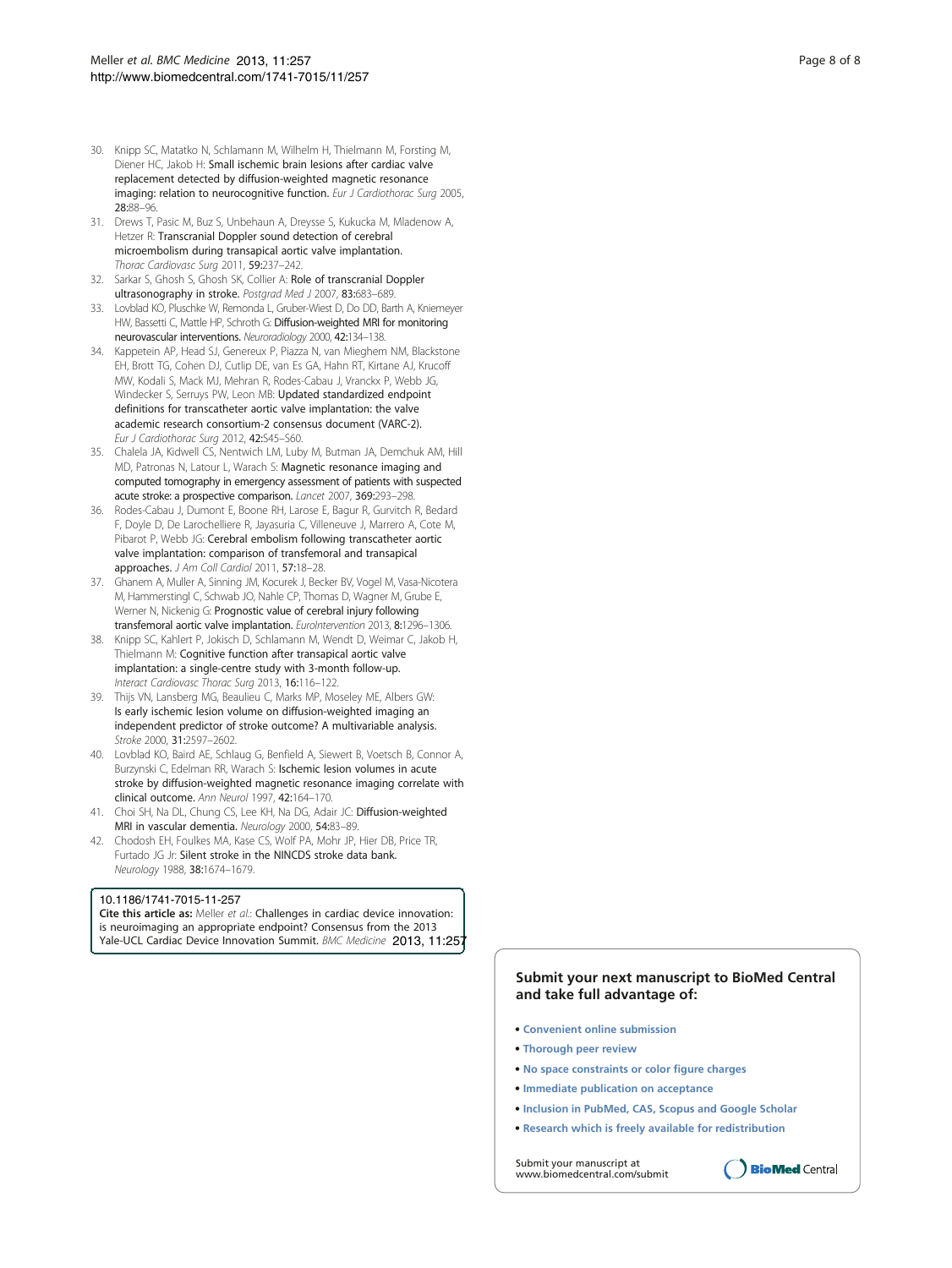30. Knipp SC, Matatko N, Schlamann M, Wilhelm H, Thielmann M, Forsting M, Diener HC, Jakob H: Small ischemic brain lesions after cardiac valve replacement detected by diffusion-weighted magnetic resonance imaging: relation to neurocognitive function. *Eur J Cardiothorac Surg* 2005, **28:**88–96.
31. Drews T, Pasic M, Buz S, Unbehaun A, Dreysse S, Kukucka M, Mladenow A, Hetzer R: Transcranial Doppler sound detection of cerebral microembolism during transapical aortic valve implantation. *Thorac Cardiovasc Surg* 2011, **59:**237–242.
32. Sarkar S, Ghosh S, Ghosh SK, Collier A: Role of transcranial Doppler ultrasonography in stroke. *Postgrad Med J* 2007, **83:**683–689.
33. Lovblad KO, Pluschke W, Remonda L, Gruber-Wiest D, Do DD, Barth A, Kniemeyer HW, Bassetti C, Mattle HP, Schroth G: Diffusion-weighted MRI for monitoring neurovascular interventions. *Neuroradiology* 2000, **42:**134–138.
34. Kappetein AP, Head SJ, Genereux P, Piazza N, van Mieghem NM, Blackstone EH, Brott TG, Cohen DJ, Cutlip DE, van Es GA, Hahn RT, Kirtane AJ, Krucoff MW, Kodali S, Mack MJ, Mehran R, Rodes-Cabau J, Vranckx P, Webb JG, Windecker S, Serruys PW, Leon MB: Updated standardized endpoint definitions for transcatheter aortic valve implantation: the valve academic research consortium-2 consensus document (VARC-2). *Eur J Cardiothorac Surg* 2012, **42:**S45–S60.
35. Chalela JA, Kidwell CS, Nentwich LM, Luby M, Butman JA, Demchuk AM, Hill MD, Patronas N, Latour L, Warach S: Magnetic resonance imaging and computed tomography in emergency assessment of patients with suspected acute stroke: a prospective comparison. *Lancet* 2007, **369:**293–298.
36. Rodes-Cabau J, Dumont E, Boone RH, Larose E, Bagur R, Gurvitch R, Bedard F, Doyle D, De Larochelliere R, Jayasuria C, Villeneuve J, Marrero A, Cote M, Pibarot P, Webb JG: Cerebral embolism following transcatheter aortic valve implantation: comparison of transfemoral and transapical approaches. *J Am Coll Cardiol* 2011, **57:**18–28.
37. Ghanem A, Muller A, Sinning JM, Kocurek J, Becker BV, Vogel M, Vasa-Nicotera M, Hammerstingl C, Schwab JO, Nahle CP, Thomas D, Wagner M, Grube E, Werner N, Nickenig G: Prognostic value of cerebral injury following transfemoral aortic valve implantation. *EuroIntervention* 2013, **8:**1296–1306.
38. Knipp SC, Kahlert P, Jokisch D, Schlamann M, Wendt D, Weimar C, Jakob H, Thielmann M: Cognitive function after transapical aortic valve implantation: a single-centre study with 3-month follow-up. *Interact Cardiovasc Thorac Surg* 2013, **16:**116–122.
39. Thijs VN, Lansberg MG, Beaulieu C, Marks MP, Moseley ME, Albers GW: Is early ischemic lesion volume on diffusion-weighted imaging an independent predictor of stroke outcome? A multivariable analysis. *Stroke* 2000, **31:**2597–2602.
40. Lovblad KO, Baird AE, Schlaug G, Benfield A, Siewert B, Voetsch B, Connor A, Burzynski C, Edelman RR, Warach S: Ischemic lesion volumes in acute stroke by diffusion-weighted magnetic resonance imaging correlate with clinical outcome. *Ann Neurol* 1997, **42:**164–170.
41. Choi SH, Na DL, Chung CS, Lee KH, Na DG, Adair JC: Diffusion-weighted MRI in vascular dementia. *Neurology* 2000, **54:**83–89.
42. Chodosh EH, Foulkes MA, Kase CS, Wolf PA, Mohr JP, Hier DB, Price TR, Furtado JG Jr: Silent stroke in the NINCDS stroke data bank. *Neurology* 1988, **38:**1674–1679.

10.1186/1741-7015-11-257

**Cite this article as:** Meller *et al.*: Challenges in cardiac device innovation: is neuroimaging an appropriate endpoint? Consensus from the 2013 Yale-UCL Cardiac Device Innovation Summit. *BMC Medicine* 2013, 11:257

**Submit your next manuscript to BioMed Central and take full advantage of:**

- **Convenient online submission**
- **Thorough peer review**
- **No space constraints or color figure charges**
- **Immediate publication on acceptance**
- **Inclusion in PubMed, CAS, Scopus and Google Scholar**
- **Research which is freely available for redistribution**

Submit your manuscript at
www.biomedcentral.com/submit

BioMed Central